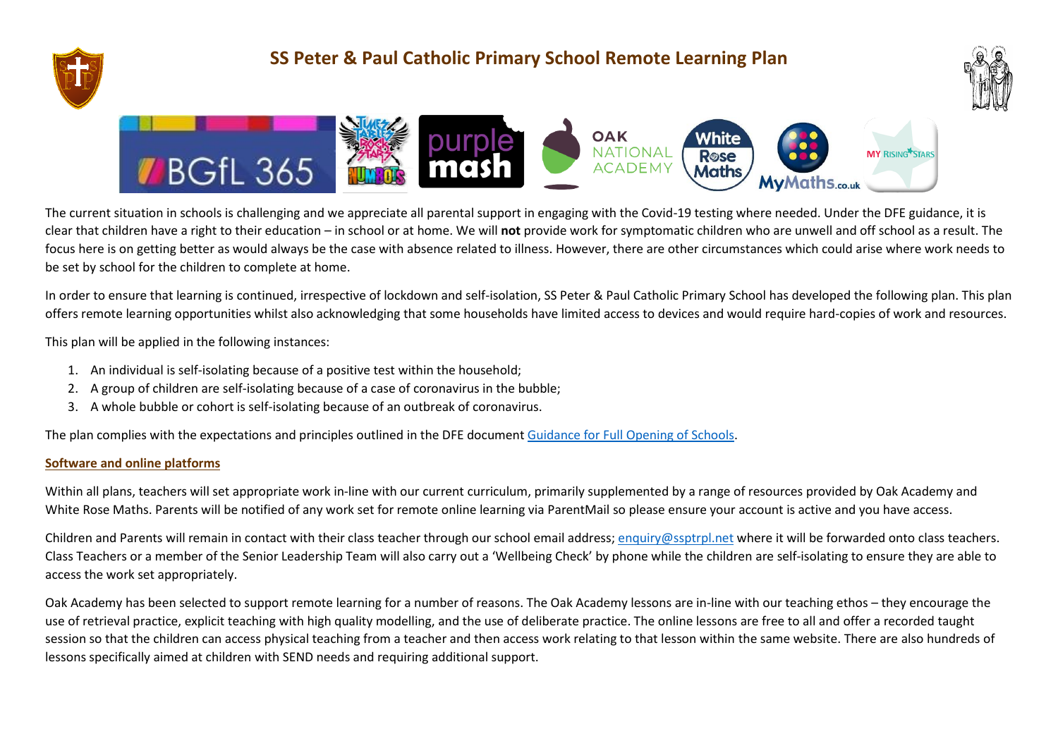# SS Peter & Paul Catholic Primary School Remote Learning Plan

The current situation in schools is challenging and we appreciate all parental support in engaging with the Covid-19 testing where needed. Under the DFE guidance, it is clear that children have a right to their education – in school or at home. We will **not** provide work for symptomatic children who are unwell and off school as a result. The focus here is on getting better as would always be the case with absence related to illness. However, there are other circumstances which could arise where work needs to be set by school for the children to complete at home.

In order to ensure that learning is continued, irrespective of lockdown and self-isolation, SS Peter & Paul Catholic Primary School has developed the following plan. This plan offers remote learning opportunities whilst also acknowledging that some households have limited access to devices and would require hard-copies of work and resources.

This plan will be applied in the following instances:

1. An individual is self-isolating because of a positive test within the household;
2. A group of children are self-isolating because of a case of coronavirus in the bubble;
3. A whole bubble or cohort is self-isolating because of an outbreak of coronavirus.

The plan complies with the expectations and principles outlined in the DFE document Guidance for Full Opening of Schools.

## Software and online platforms

Within all plans, teachers will set appropriate work in-line with our current curriculum, primarily supplemented by a range of resources provided by Oak Academy and White Rose Maths. Parents will be notified of any work set for remote online learning via ParentMail so please ensure your account is active and you have access.

Children and Parents will remain in contact with their class teacher through our school email address; enquiry@ssptrpl.net where it will be forwarded onto class teachers. Class Teachers or a member of the Senior Leadership Team will also carry out a 'Wellbeing Check' by phone while the children are self-isolating to ensure they are able to access the work set appropriately.

Oak Academy has been selected to support remote learning for a number of reasons. The Oak Academy lessons are in-line with our teaching ethos – they encourage the use of retrieval practice, explicit teaching with high quality modelling, and the use of deliberate practice. The online lessons are free to all and offer a recorded taught session so that the children can access physical teaching from a teacher and then access work relating to that lesson within the same website. There are also hundreds of lessons specifically aimed at children with SEND needs and requiring additional support.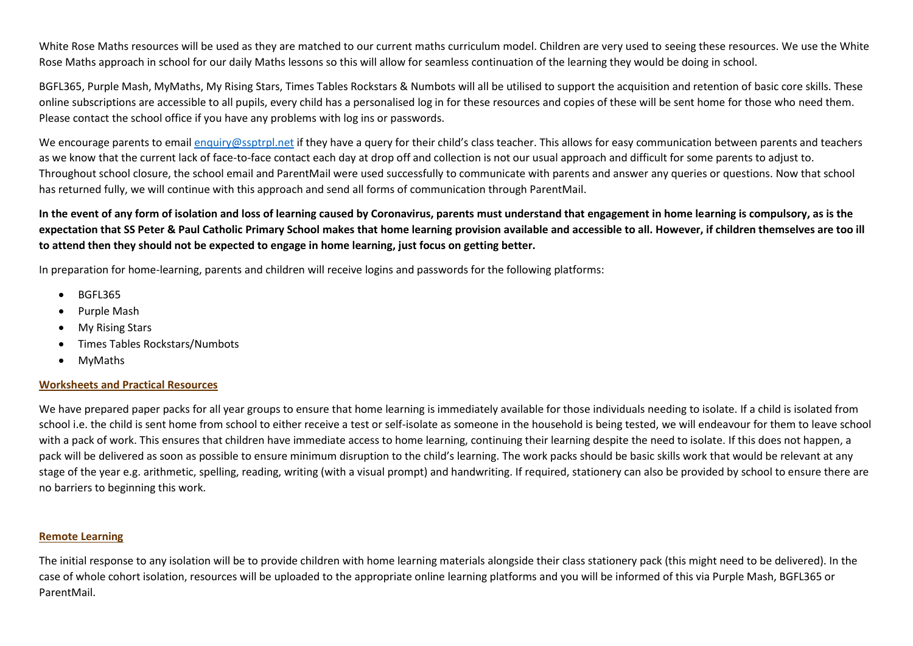White Rose Maths resources will be used as they are matched to our current maths curriculum model. Children are very used to seeing these resources. We use the White Rose Maths approach in school for our daily Maths lessons so this will allow for seamless continuation of the learning they would be doing in school.

BGFL365, Purple Mash, MyMaths, My Rising Stars, Times Tables Rockstars & Numbots will all be utilised to support the acquisition and retention of basic core skills. These online subscriptions are accessible to all pupils, every child has a personalised log in for these resources and copies of these will be sent home for those who need them. Please contact the school office if you have any problems with log ins or passwords.

We encourage parents to email [enquiry@ssptrpl.net](mailto:enquiry@ssptrpl.net) if they have a query for their child's class teacher. This allows for easy communication between parents and teachers as we know that the current lack of face-to-face contact each day at drop off and collection is not our usual approach and difficult for some parents to adjust to. Throughout school closure, the school email and ParentMail were used successfully to communicate with parents and answer any queries or questions. Now that school has returned fully, we will continue with this approach and send all forms of communication through ParentMail.

**In the event of any form of isolation and loss of learning caused by Coronavirus, parents must understand that engagement in home learning is compulsory, as is the expectation that SS Peter & Paul Catholic Primary School makes that home learning provision available and accessible to all. However, if children themselves are too ill to attend then they should not be expected to engage in home learning, just focus on getting better.**

In preparation for home-learning, parents and children will receive logins and passwords for the following platforms:

- BGFL365
- Purple Mash
- My Rising Stars
- Times Tables Rockstars/Numbots
- MyMaths

**Worksheets and Practical Resources**

We have prepared paper packs for all year groups to ensure that home learning is immediately available for those individuals needing to isolate. If a child is isolated from school i.e. the child is sent home from school to either receive a test or self-isolate as someone in the household is being tested, we will endeavour for them to leave school with a pack of work. This ensures that children have immediate access to home learning, continuing their learning despite the need to isolate. If this does not happen, a pack will be delivered as soon as possible to ensure minimum disruption to the child's learning. The work packs should be basic skills work that would be relevant at any stage of the year e.g. arithmetic, spelling, reading, writing (with a visual prompt) and handwriting. If required, stationery can also be provided by school to ensure there are no barriers to beginning this work.

**Remote Learning**

The initial response to any isolation will be to provide children with home learning materials alongside their class stationery pack (this might need to be delivered). In the case of whole cohort isolation, resources will be uploaded to the appropriate online learning platforms and you will be informed of this via Purple Mash, BGFL365 or ParentMail.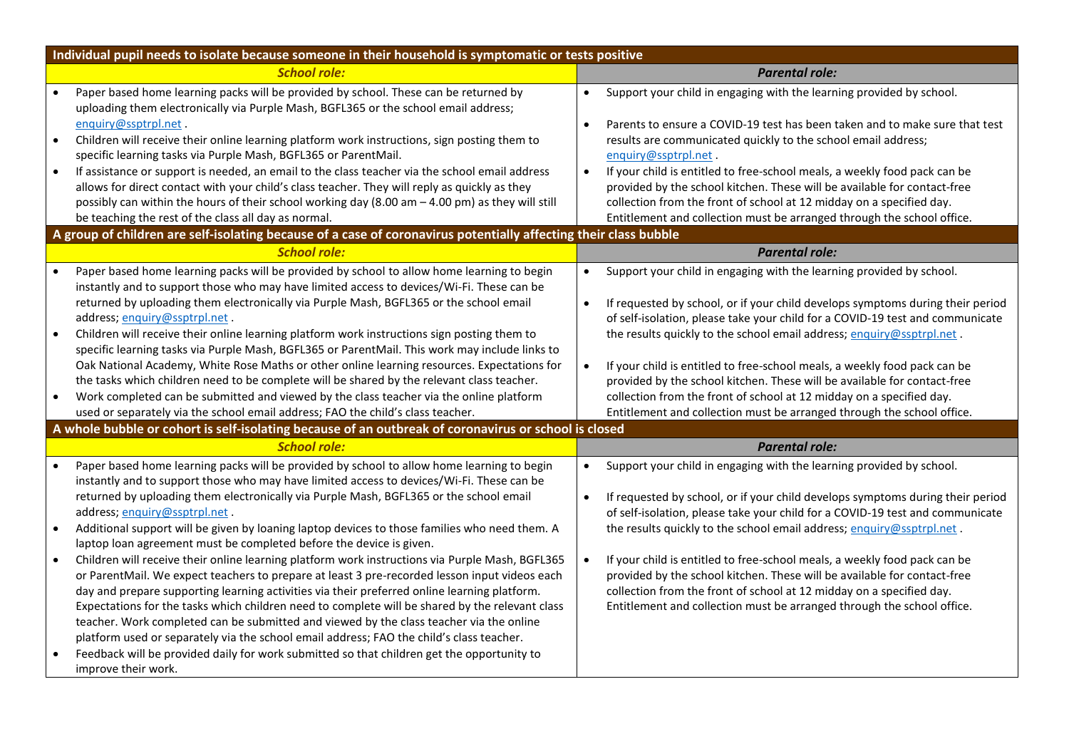| Individual pupil needs to isolate because someone in their household is symptomatic or tests positive | |
|---|---|
| ***School role:*** | ***Parental role:*** |
| • Paper based home learning packs will be provided by school. These can be returned by uploading them electronically via Purple Mash, BGFL365 or the school email address; enquiry@ssptrpl.net .<br>• Children will receive their online learning platform work instructions, sign posting them to specific learning tasks via Purple Mash, BGFL365 or ParentMail.<br>• If assistance or support is needed, an email to the class teacher via the school email address allows for direct contact with your child's class teacher. They will reply as quickly as they possibly can within the hours of their school working day (8.00 am – 4.00 pm) as they will still be teaching the rest of the class all day as normal. | • Support your child in engaging with the learning provided by school.<br>• Parents to ensure a COVID-19 test has been taken and to make sure that test results are communicated quickly to the school email address; enquiry@ssptrpl.net .<br>• If your child is entitled to free-school meals, a weekly food pack can be provided by the school kitchen. These will be available for contact-free collection from the front of school at 12 midday on a specified day. Entitlement and collection must be arranged through the school office. |
| **A group of children are self-isolating because of a case of coronavirus potentially affecting their class bubble** | |
| ***School role:*** | ***Parental role:*** |
| • Paper based home learning packs will be provided by school to allow home learning to begin instantly and to support those who may have limited access to devices/Wi-Fi. These can be returned by uploading them electronically via Purple Mash, BGFL365 or the school email address; enquiry@ssptrpl.net .<br>• Children will receive their online learning platform work instructions sign posting them to specific learning tasks via Purple Mash, BGFL365 or ParentMail. This work may include links to Oak National Academy, White Rose Maths or other online learning resources. Expectations for the tasks which children need to be complete will be shared by the relevant class teacher.<br>• Work completed can be submitted and viewed by the class teacher via the online platform used or separately via the school email address; FAO the child's class teacher. | • Support your child in engaging with the learning provided by school.<br>• If requested by school, or if your child develops symptoms during their period of self-isolation, please take your child for a COVID-19 test and communicate the results quickly to the school email address; enquiry@ssptrpl.net .<br>• If your child is entitled to free-school meals, a weekly food pack can be provided by the school kitchen. These will be available for contact-free collection from the front of school at 12 midday on a specified day. Entitlement and collection must be arranged through the school office. |
| **A whole bubble or cohort is self-isolating because of an outbreak of coronavirus or school is closed** | |
| ***School role:*** | ***Parental role:*** |
| • Paper based home learning packs will be provided by school to allow home learning to begin instantly and to support those who may have limited access to devices/Wi-Fi. These can be returned by uploading them electronically via Purple Mash, BGFL365 or the school email address; enquiry@ssptrpl.net .<br>• Additional support will be given by loaning laptop devices to those families who need them. A laptop loan agreement must be completed before the device is given.<br>• Children will receive their online learning platform work instructions via Purple Mash, BGFL365 or ParentMail. We expect teachers to prepare at least 3 pre-recorded lesson input videos each day and prepare supporting learning activities via their preferred online learning platform. Expectations for the tasks which children need to complete will be shared by the relevant class teacher. Work completed can be submitted and viewed by the class teacher via the online platform used or separately via the school email address; FAO the child's class teacher.<br>• Feedback will be provided daily for work submitted so that children get the opportunity to improve their work. | • Support your child in engaging with the learning provided by school.<br>• If requested by school, or if your child develops symptoms during their period of self-isolation, please take your child for a COVID-19 test and communicate the results quickly to the school email address; enquiry@ssptrpl.net .<br>• If your child is entitled to free-school meals, a weekly food pack can be provided by the school kitchen. These will be available for contact-free collection from the front of school at 12 midday on a specified day. Entitlement and collection must be arranged through the school office. |